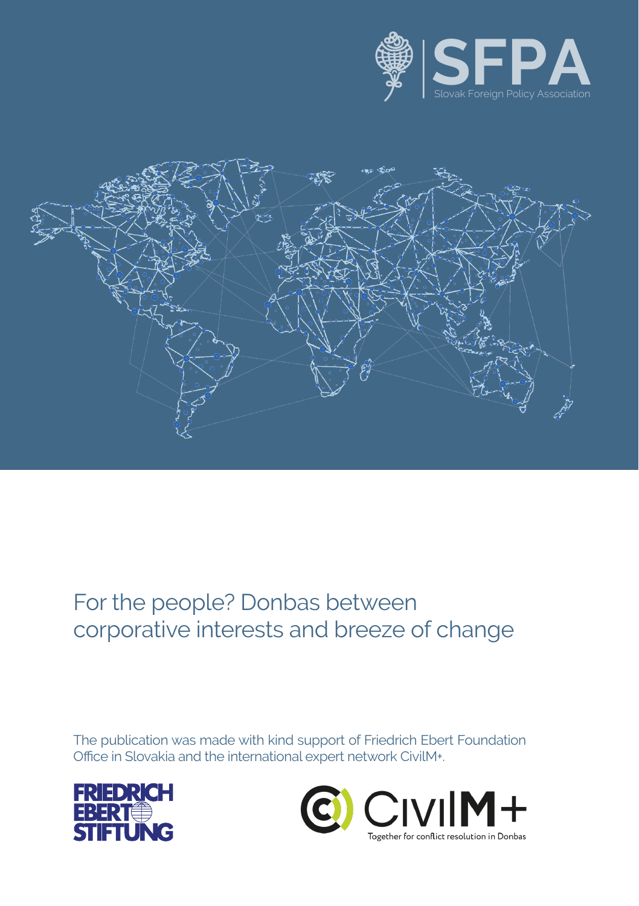SFPA

Slovak Foreign Policy Association

# For the people? Donbas between corporative interests and breeze of change

The publication was made with kind support of Friedrich Ebert Foundation Office in Slovakia and the international expert network CivilM+.

FRIEDRICH EBERT STIFTUNG

CivilM+

Together for conflict resolution in Donbas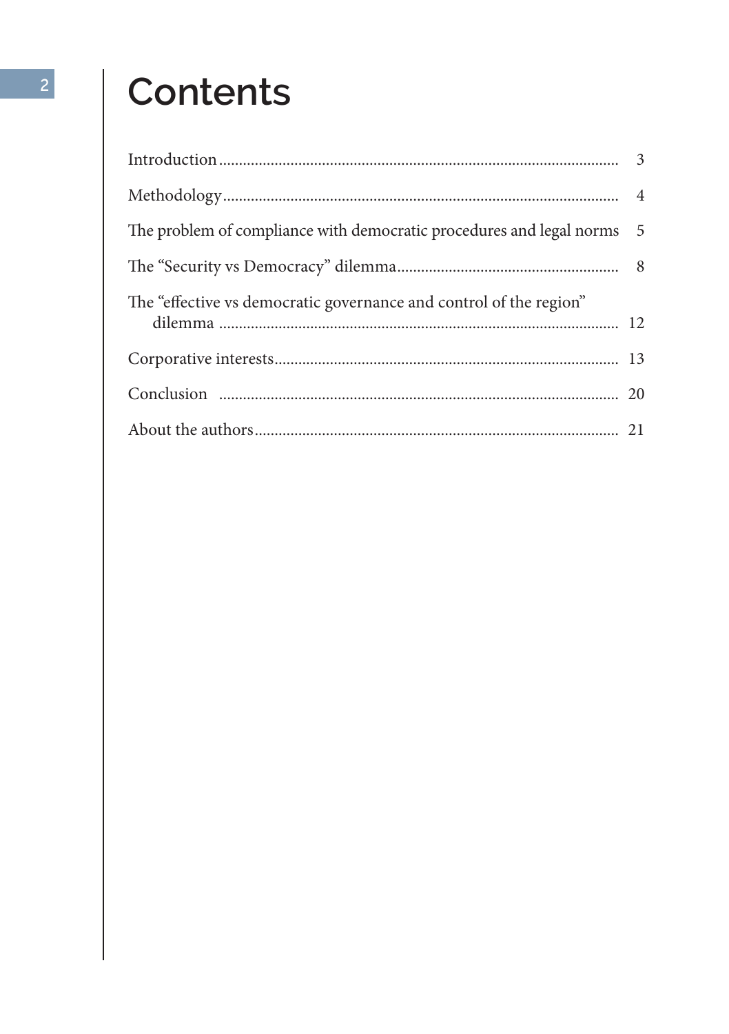# Contents

| | |
|---|---|
| Introduction | 3 |
| Methodology | 4 |
| The problem of compliance with democratic procedures and legal norms | 5 |
| The "Security vs Democracy" dilemma | 8 |
| The "effective vs democratic governance and control of the region" dilemma | 12 |
| Corporative interests | 13 |
| Conclusion | 20 |
| About the authors | 21 |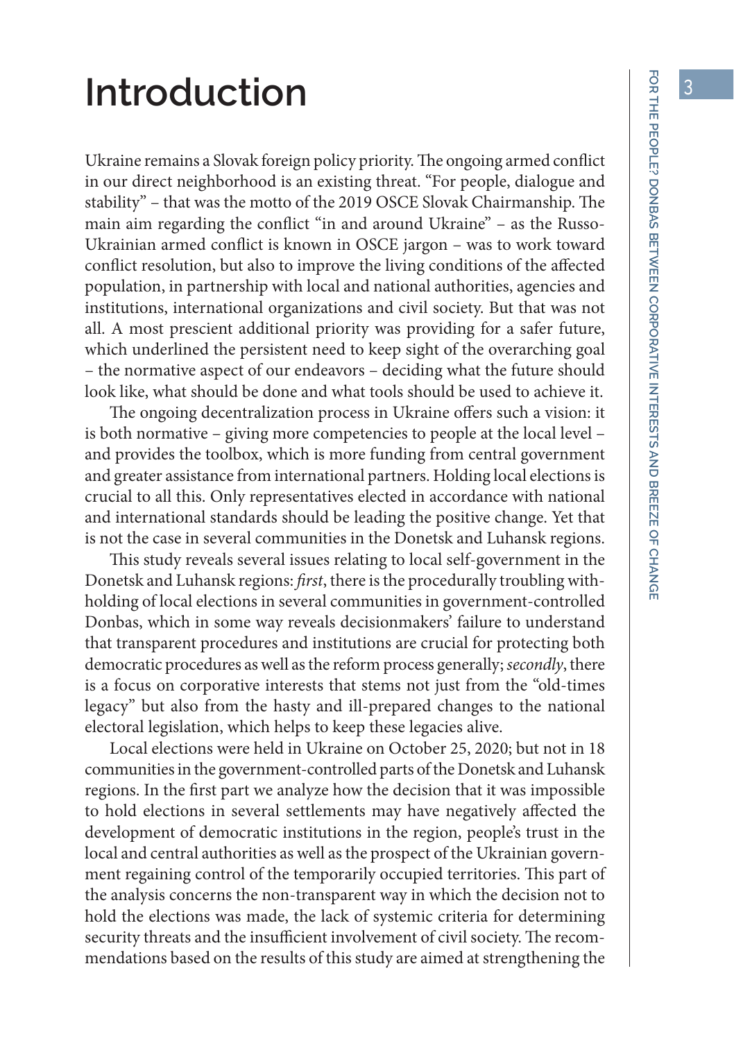# Introduction

Ukraine remains a Slovak foreign policy priority. The ongoing armed conflict in our direct neighborhood is an existing threat. "For people, dialogue and stability" – that was the motto of the 2019 OSCE Slovak Chairmanship. The main aim regarding the conflict "in and around Ukraine" – as the Russo-Ukrainian armed conflict is known in OSCE jargon – was to work toward conflict resolution, but also to improve the living conditions of the affected population, in partnership with local and national authorities, agencies and institutions, international organizations and civil society. But that was not all. A most prescient additional priority was providing for a safer future, which underlined the persistent need to keep sight of the overarching goal – the normative aspect of our endeavors – deciding what the future should look like, what should be done and what tools should be used to achieve it.

The ongoing decentralization process in Ukraine offers such a vision: it is both normative – giving more competencies to people at the local level – and provides the toolbox, which is more funding from central government and greater assistance from international partners. Holding local elections is crucial to all this. Only representatives elected in accordance with national and international standards should be leading the positive change. Yet that is not the case in several communities in the Donetsk and Luhansk regions.

This study reveals several issues relating to local self-government in the Donetsk and Luhansk regions: *first*, there is the procedurally troubling withholding of local elections in several communities in government-controlled Donbas, which in some way reveals decisionmakers' failure to understand that transparent procedures and institutions are crucial for protecting both democratic procedures as well as the reform process generally; *secondly*, there is a focus on corporative interests that stems not just from the "old-times legacy" but also from the hasty and ill-prepared changes to the national electoral legislation, which helps to keep these legacies alive.

Local elections were held in Ukraine on October 25, 2020; but not in 18 communities in the government-controlled parts of the Donetsk and Luhansk regions. In the first part we analyze how the decision that it was impossible to hold elections in several settlements may have negatively affected the development of democratic institutions in the region, people's trust in the local and central authorities as well as the prospect of the Ukrainian government regaining control of the temporarily occupied territories. This part of the analysis concerns the non-transparent way in which the decision not to hold the elections was made, the lack of systemic criteria for determining security threats and the insufficient involvement of civil society. The recommendations based on the results of this study are aimed at strengthening the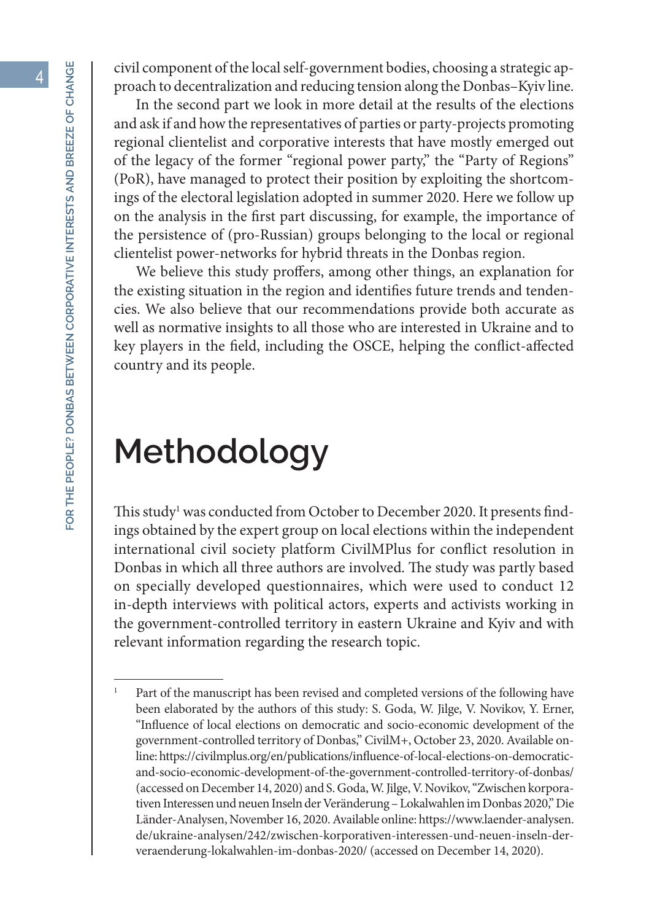civil component of the local self-government bodies, choosing a strategic approach to decentralization and reducing tension along the Donbas–Kyiv line.

In the second part we look in more detail at the results of the elections and ask if and how the representatives of parties or party-projects promoting regional clientelist and corporative interests that have mostly emerged out of the legacy of the former "regional power party," the "Party of Regions" (PoR), have managed to protect their position by exploiting the shortcomings of the electoral legislation adopted in summer 2020. Here we follow up on the analysis in the first part discussing, for example, the importance of the persistence of (pro-Russian) groups belonging to the local or regional clientelist power-networks for hybrid threats in the Donbas region.

We believe this study proffers, among other things, an explanation for the existing situation in the region and identifies future trends and tendencies. We also believe that our recommendations provide both accurate as well as normative insights to all those who are interested in Ukraine and to key players in the field, including the OSCE, helping the conflict-affected country and its people.

# Methodology

This study[1] was conducted from October to December 2020. It presents findings obtained by the expert group on local elections within the independent international civil society platform CivilMPlus for conflict resolution in Donbas in which all three authors are involved. The study was partly based on specially developed questionnaires, which were used to conduct 12 in-depth interviews with political actors, experts and activists working in the government-controlled territory in eastern Ukraine and Kyiv and with relevant information regarding the research topic.

---

[1] Part of the manuscript has been revised and completed versions of the following have been elaborated by the authors of this study: S. Goda, W. Jilge, V. Novikov, Y. Erner, "Influence of local elections on democratic and socio-economic development of the government-controlled territory of Donbas," CivilM+, October 23, 2020. Available online: https://civilmplus.org/en/publications/influence-of-local-elections-on-democratic-and-socio-economic-development-of-the-government-controlled-territory-of-donbas/ (accessed on December 14, 2020) and S. Goda, W. Jilge, V. Novikov, "Zwischen korporativen Interessen und neuen Inseln der Veränderung – Lokalwahlen im Donbas 2020," Die Länder-Analysen, November 16, 2020. Available online: https://www.laender-analysen.de/ukraine-analysen/242/zwischen-korporativen-interessen-und-neuen-inseln-der-veraenderung-lokalwahlen-im-donbas-2020/ (accessed on December 14, 2020).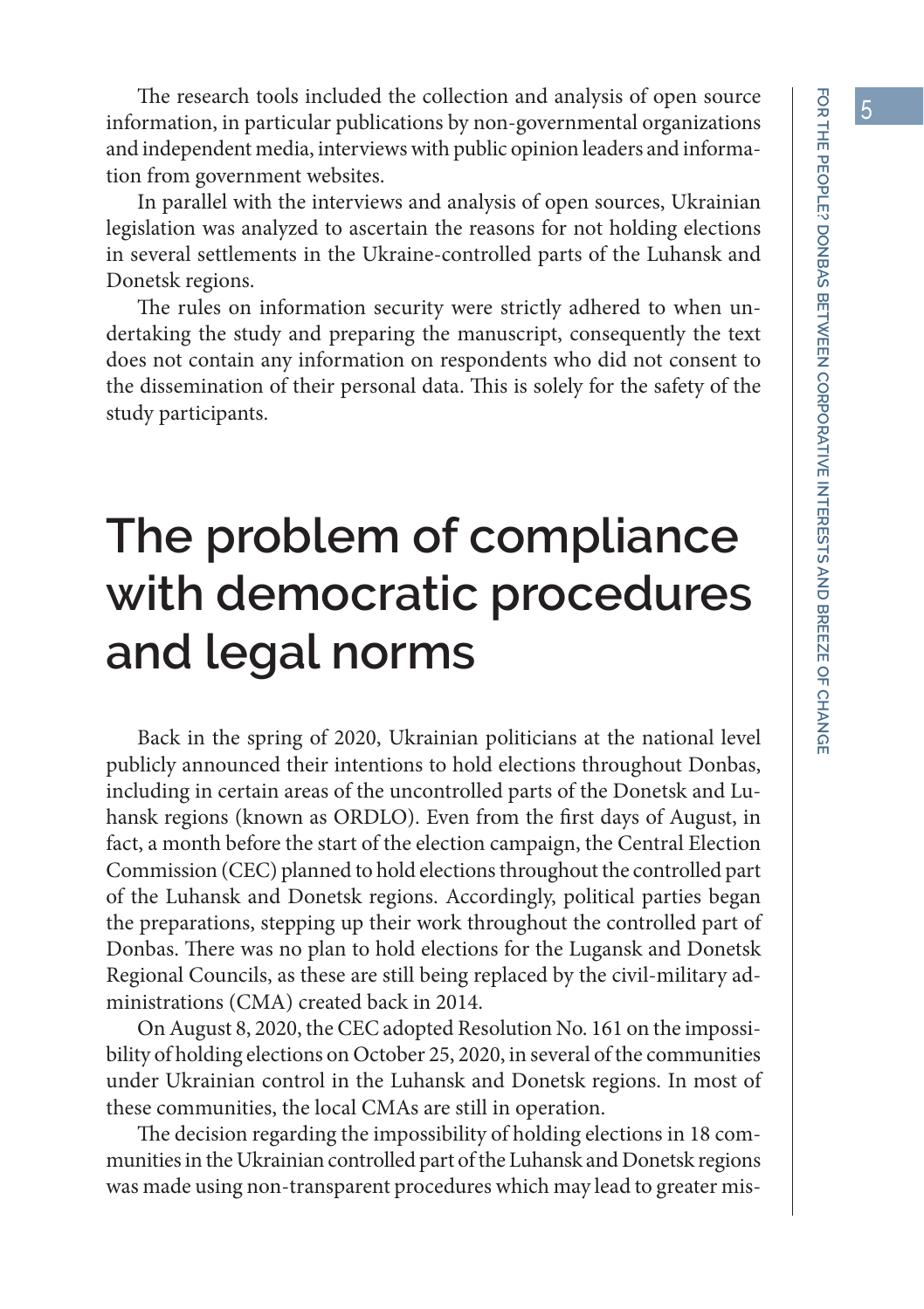The research tools included the collection and analysis of open source information, in particular publications by non-governmental organizations and independent media, interviews with public opinion leaders and information from government websites.

In parallel with the interviews and analysis of open sources, Ukrainian legislation was analyzed to ascertain the reasons for not holding elections in several settlements in the Ukraine-controlled parts of the Luhansk and Donetsk regions.

The rules on information security were strictly adhered to when undertaking the study and preparing the manuscript, consequently the text does not contain any information on respondents who did not consent to the dissemination of their personal data. This is solely for the safety of the study participants.

# The problem of compliance with democratic procedures and legal norms

Back in the spring of 2020, Ukrainian politicians at the national level publicly announced their intentions to hold elections throughout Donbas, including in certain areas of the uncontrolled parts of the Donetsk and Luhansk regions (known as ORDLO). Even from the first days of August, in fact, a month before the start of the election campaign, the Central Election Commission (CEC) planned to hold elections throughout the controlled part of the Luhansk and Donetsk regions. Accordingly, political parties began the preparations, stepping up their work throughout the controlled part of Donbas. There was no plan to hold elections for the Lugansk and Donetsk Regional Councils, as these are still being replaced by the civil-military administrations (CMA) created back in 2014.

On August 8, 2020, the CEC adopted Resolution No. 161 on the impossibility of holding elections on October 25, 2020, in several of the communities under Ukrainian control in the Luhansk and Donetsk regions. In most of these communities, the local CMAs are still in operation.

The decision regarding the impossibility of holding elections in 18 communities in the Ukrainian controlled part of the Luhansk and Donetsk regions was made using non-transparent procedures which may lead to greater mis-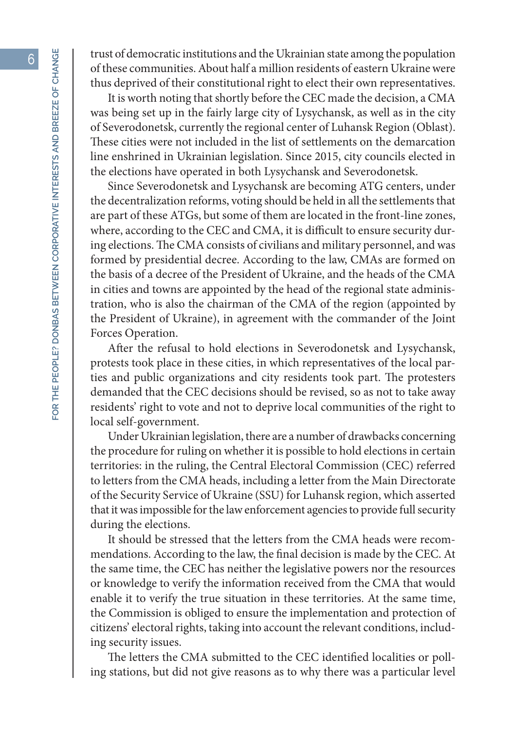trust of democratic institutions and the Ukrainian state among the population of these communities. About half a million residents of eastern Ukraine were thus deprived of their constitutional right to elect their own representatives.

It is worth noting that shortly before the CEC made the decision, a CMA was being set up in the fairly large city of Lysychansk, as well as in the city of Severodonetsk, currently the regional center of Luhansk Region (Oblast). These cities were not included in the list of settlements on the demarcation line enshrined in Ukrainian legislation. Since 2015, city councils elected in the elections have operated in both Lysychansk and Severodonetsk.

Since Severodonetsk and Lysychansk are becoming ATG centers, under the decentralization reforms, voting should be held in all the settlements that are part of these ATGs, but some of them are located in the front-line zones, where, according to the CEC and CMA, it is difficult to ensure security during elections. The CMA consists of civilians and military personnel, and was formed by presidential decree. According to the law, CMAs are formed on the basis of a decree of the President of Ukraine, and the heads of the CMA in cities and towns are appointed by the head of the regional state administration, who is also the chairman of the CMA of the region (appointed by the President of Ukraine), in agreement with the commander of the Joint Forces Operation.

After the refusal to hold elections in Severodonetsk and Lysychansk, protests took place in these cities, in which representatives of the local parties and public organizations and city residents took part. The protesters demanded that the CEC decisions should be revised, so as not to take away residents' right to vote and not to deprive local communities of the right to local self-government.

Under Ukrainian legislation, there are a number of drawbacks concerning the procedure for ruling on whether it is possible to hold elections in certain territories: in the ruling, the Central Electoral Commission (CEC) referred to letters from the CMA heads, including a letter from the Main Directorate of the Security Service of Ukraine (SSU) for Luhansk region, which asserted that it was impossible for the law enforcement agencies to provide full security during the elections.

It should be stressed that the letters from the CMA heads were recommendations. According to the law, the final decision is made by the CEC. At the same time, the CEC has neither the legislative powers nor the resources or knowledge to verify the information received from the CMA that would enable it to verify the true situation in these territories. At the same time, the Commission is obliged to ensure the implementation and protection of citizens' electoral rights, taking into account the relevant conditions, including security issues.

The letters the CMA submitted to the CEC identified localities or polling stations, but did not give reasons as to why there was a particular level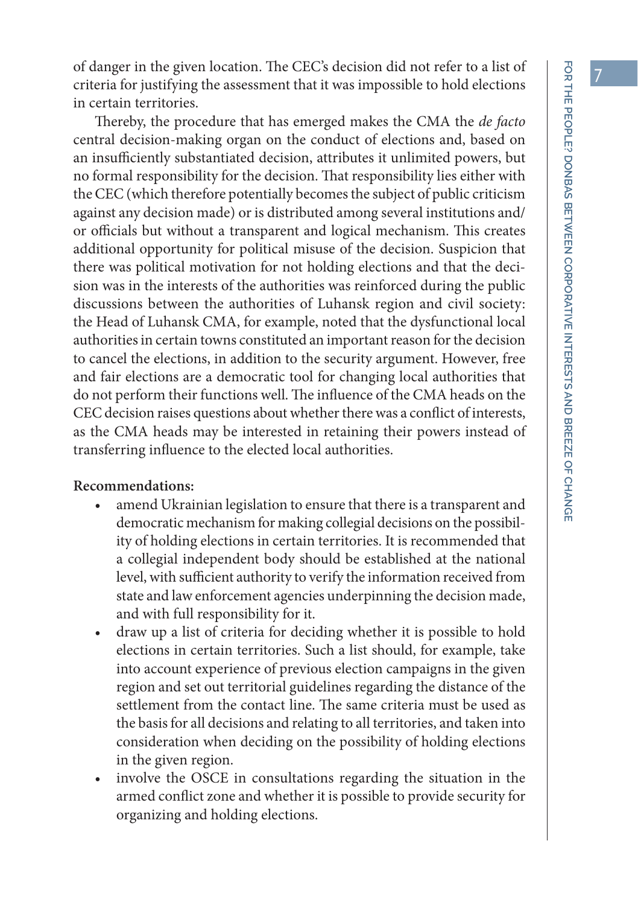of danger in the given location. The CEC's decision did not refer to a list of criteria for justifying the assessment that it was impossible to hold elections in certain territories.

Thereby, the procedure that has emerged makes the CMA the *de facto* central decision-making organ on the conduct of elections and, based on an insufficiently substantiated decision, attributes it unlimited powers, but no formal responsibility for the decision. That responsibility lies either with the CEC (which therefore potentially becomes the subject of public criticism against any decision made) or is distributed among several institutions and/or officials but without a transparent and logical mechanism. This creates additional opportunity for political misuse of the decision. Suspicion that there was political motivation for not holding elections and that the decision was in the interests of the authorities was reinforced during the public discussions between the authorities of Luhansk region and civil society: the Head of Luhansk CMA, for example, noted that the dysfunctional local authorities in certain towns constituted an important reason for the decision to cancel the elections, in addition to the security argument. However, free and fair elections are a democratic tool for changing local authorities that do not perform their functions well. The influence of the CMA heads on the CEC decision raises questions about whether there was a conflict of interests, as the CMA heads may be interested in retaining their powers instead of transferring influence to the elected local authorities.

**Recommendations:**

- amend Ukrainian legislation to ensure that there is a transparent and democratic mechanism for making collegial decisions on the possibility of holding elections in certain territories. It is recommended that a collegial independent body should be established at the national level, with sufficient authority to verify the information received from state and law enforcement agencies underpinning the decision made, and with full responsibility for it.
- draw up a list of criteria for deciding whether it is possible to hold elections in certain territories. Such a list should, for example, take into account experience of previous election campaigns in the given region and set out territorial guidelines regarding the distance of the settlement from the contact line. The same criteria must be used as the basis for all decisions and relating to all territories, and taken into consideration when deciding on the possibility of holding elections in the given region.
- involve the OSCE in consultations regarding the situation in the armed conflict zone and whether it is possible to provide security for organizing and holding elections.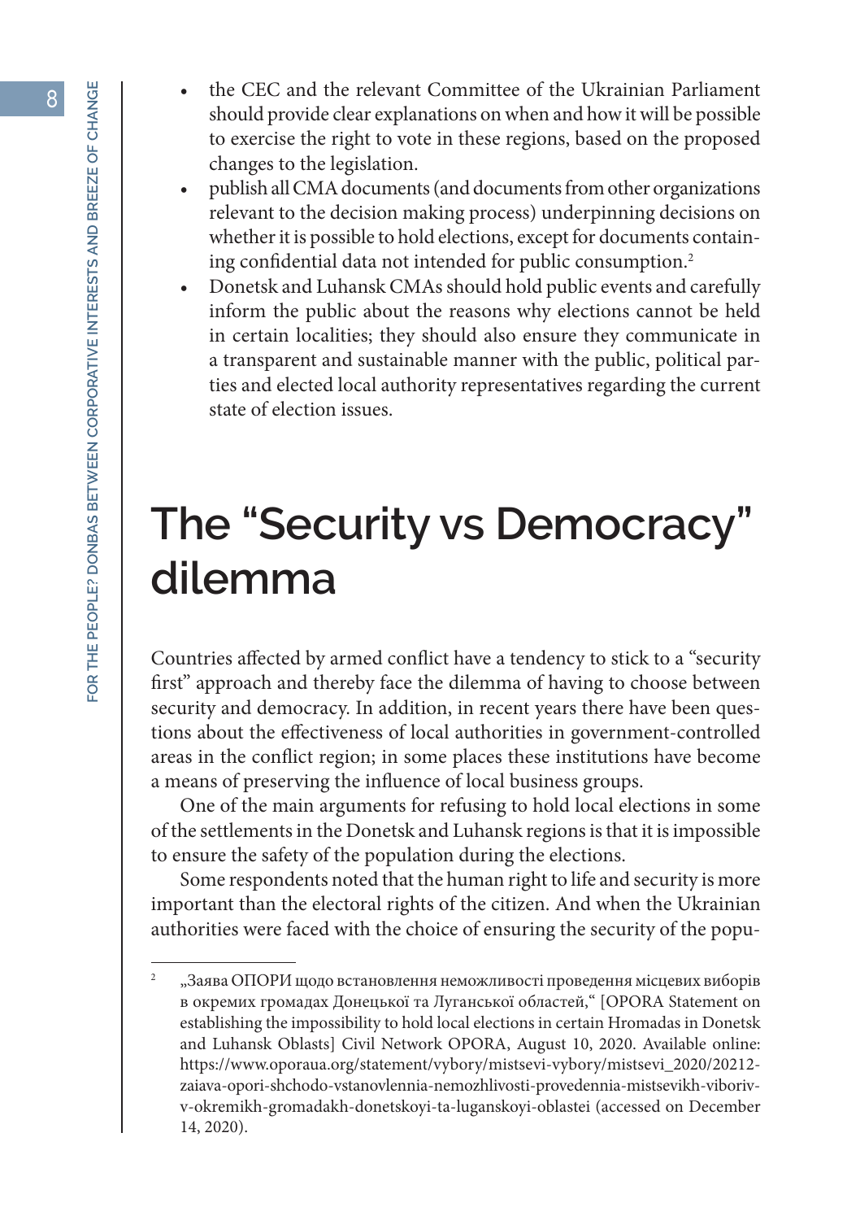- the CEC and the relevant Committee of the Ukrainian Parliament should provide clear explanations on when and how it will be possible to exercise the right to vote in these regions, based on the proposed changes to the legislation.
- publish all CMA documents (and documents from other organizations relevant to the decision making process) underpinning decisions on whether it is possible to hold elections, except for documents containing confidential data not intended for public consumption.[2]
- Donetsk and Luhansk CMAs should hold public events and carefully inform the public about the reasons why elections cannot be held in certain localities; they should also ensure they communicate in a transparent and sustainable manner with the public, political parties and elected local authority representatives regarding the current state of election issues.

# The "Security vs Democracy" dilemma

Countries affected by armed conflict have a tendency to stick to a "security first" approach and thereby face the dilemma of having to choose between security and democracy. In addition, in recent years there have been questions about the effectiveness of local authorities in government-controlled areas in the conflict region; in some places these institutions have become a means of preserving the influence of local business groups.

One of the main arguments for refusing to hold local elections in some of the settlements in the Donetsk and Luhansk regions is that it is impossible to ensure the safety of the population during the elections.

Some respondents noted that the human right to life and security is more important than the electoral rights of the citizen. And when the Ukrainian authorities were faced with the choice of ensuring the security of the popu-

---

[2] „Заява ОПОРИ щодо встановлення неможливості проведення місцевих виборів в окремих громадах Донецької та Луганської областей," [OPORA Statement on establishing the impossibility to hold local elections in certain Hromadas in Donetsk and Luhansk Oblasts] Civil Network OPORA, August 10, 2020. Available online: https://www.oporaua.org/statement/vybory/mistsevi-vybory/mistsevi_2020/20212-zaiava-opori-shchodo-vstanovlennia-nemozhlivosti-provedennia-mistsevikh-viboriv-v-okremikh-gromadakh-donetskoyi-ta-luganskoyi-oblastei (accessed on December 14, 2020).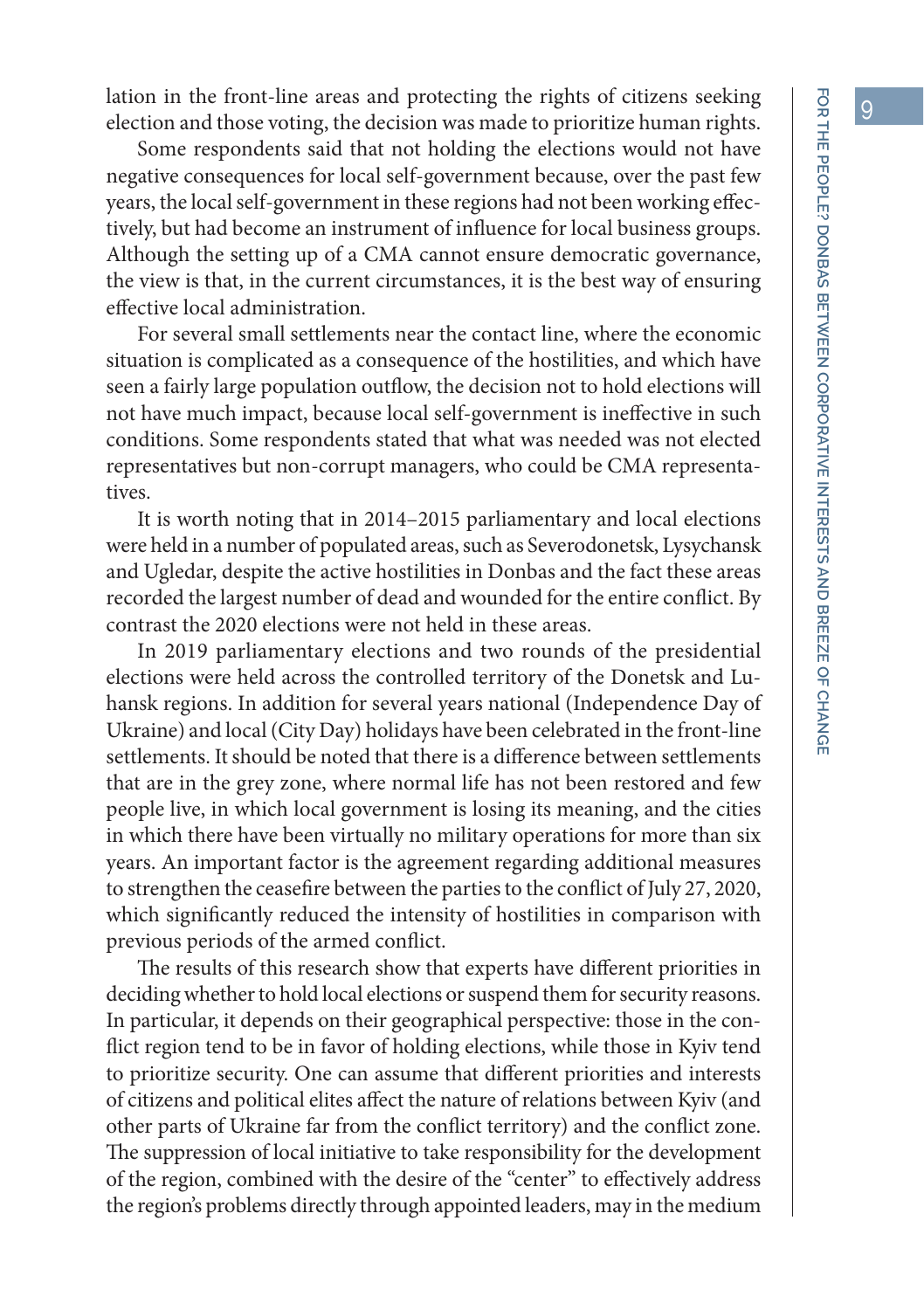lation in the front-line areas and protecting the rights of citizens seeking election and those voting, the decision was made to prioritize human rights.

Some respondents said that not holding the elections would not have negative consequences for local self-government because, over the past few years, the local self-government in these regions had not been working effectively, but had become an instrument of influence for local business groups. Although the setting up of a CMA cannot ensure democratic governance, the view is that, in the current circumstances, it is the best way of ensuring effective local administration.

For several small settlements near the contact line, where the economic situation is complicated as a consequence of the hostilities, and which have seen a fairly large population outflow, the decision not to hold elections will not have much impact, because local self-government is ineffective in such conditions. Some respondents stated that what was needed was not elected representatives but non-corrupt managers, who could be CMA representatives.

It is worth noting that in 2014–2015 parliamentary and local elections were held in a number of populated areas, such as Severodonetsk, Lysychansk and Ugledar, despite the active hostilities in Donbas and the fact these areas recorded the largest number of dead and wounded for the entire conflict. By contrast the 2020 elections were not held in these areas.

In 2019 parliamentary elections and two rounds of the presidential elections were held across the controlled territory of the Donetsk and Luhansk regions. In addition for several years national (Independence Day of Ukraine) and local (City Day) holidays have been celebrated in the front-line settlements. It should be noted that there is a difference between settlements that are in the grey zone, where normal life has not been restored and few people live, in which local government is losing its meaning, and the cities in which there have been virtually no military operations for more than six years. An important factor is the agreement regarding additional measures to strengthen the ceasefire between the parties to the conflict of July 27, 2020, which significantly reduced the intensity of hostilities in comparison with previous periods of the armed conflict.

The results of this research show that experts have different priorities in deciding whether to hold local elections or suspend them for security reasons. In particular, it depends on their geographical perspective: those in the conflict region tend to be in favor of holding elections, while those in Kyiv tend to prioritize security. One can assume that different priorities and interests of citizens and political elites affect the nature of relations between Kyiv (and other parts of Ukraine far from the conflict territory) and the conflict zone. The suppression of local initiative to take responsibility for the development of the region, combined with the desire of the "center" to effectively address the region's problems directly through appointed leaders, may in the medium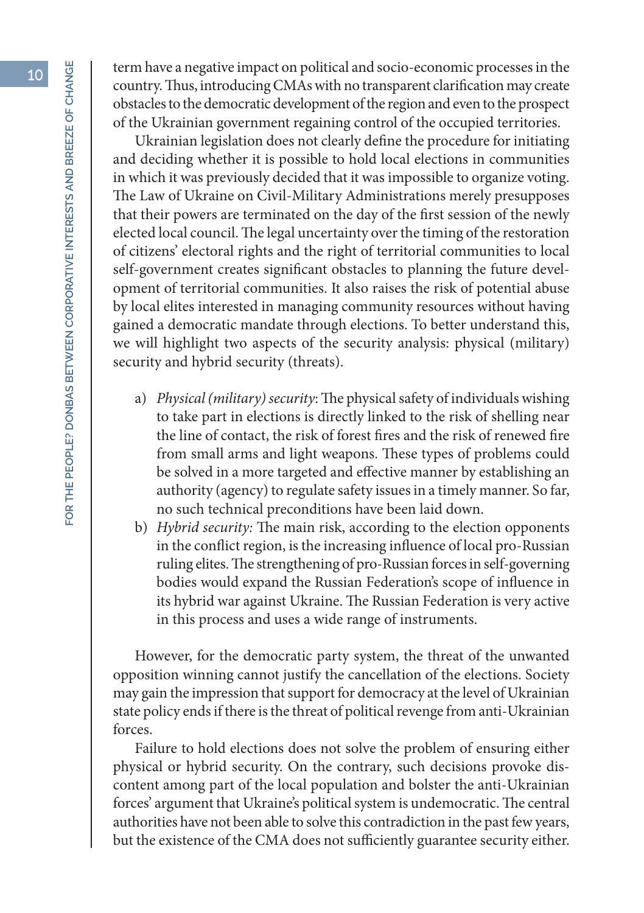term have a negative impact on political and socio-economic processes in the country. Thus, introducing CMAs with no transparent clarification may create obstacles to the democratic development of the region and even to the prospect of the Ukrainian government regaining control of the occupied territories.

Ukrainian legislation does not clearly define the procedure for initiating and deciding whether it is possible to hold local elections in communities in which it was previously decided that it was impossible to organize voting. The Law of Ukraine on Civil-Military Administrations merely presupposes that their powers are terminated on the day of the first session of the newly elected local council. The legal uncertainty over the timing of the restoration of citizens' electoral rights and the right of territorial communities to local self-government creates significant obstacles to planning the future development of territorial communities. It also raises the risk of potential abuse by local elites interested in managing community resources without having gained a democratic mandate through elections. To better understand this, we will highlight two aspects of the security analysis: physical (military) security and hybrid security (threats).

a) *Physical (military) security*: The physical safety of individuals wishing to take part in elections is directly linked to the risk of shelling near the line of contact, the risk of forest fires and the risk of renewed fire from small arms and light weapons. These types of problems could be solved in a more targeted and effective manner by establishing an authority (agency) to regulate safety issues in a timely manner. So far, no such technical preconditions have been laid down.
b) *Hybrid security:* The main risk, according to the election opponents in the conflict region, is the increasing influence of local pro-Russian ruling elites. The strengthening of pro-Russian forces in self-governing bodies would expand the Russian Federation's scope of influence in its hybrid war against Ukraine. The Russian Federation is very active in this process and uses a wide range of instruments.

However, for the democratic party system, the threat of the unwanted opposition winning cannot justify the cancellation of the elections. Society may gain the impression that support for democracy at the level of Ukrainian state policy ends if there is the threat of political revenge from anti-Ukrainian forces.

Failure to hold elections does not solve the problem of ensuring either physical or hybrid security. On the contrary, such decisions provoke discontent among part of the local population and bolster the anti-Ukrainian forces' argument that Ukraine's political system is undemocratic. The central authorities have not been able to solve this contradiction in the past few years, but the existence of the CMA does not sufficiently guarantee security either.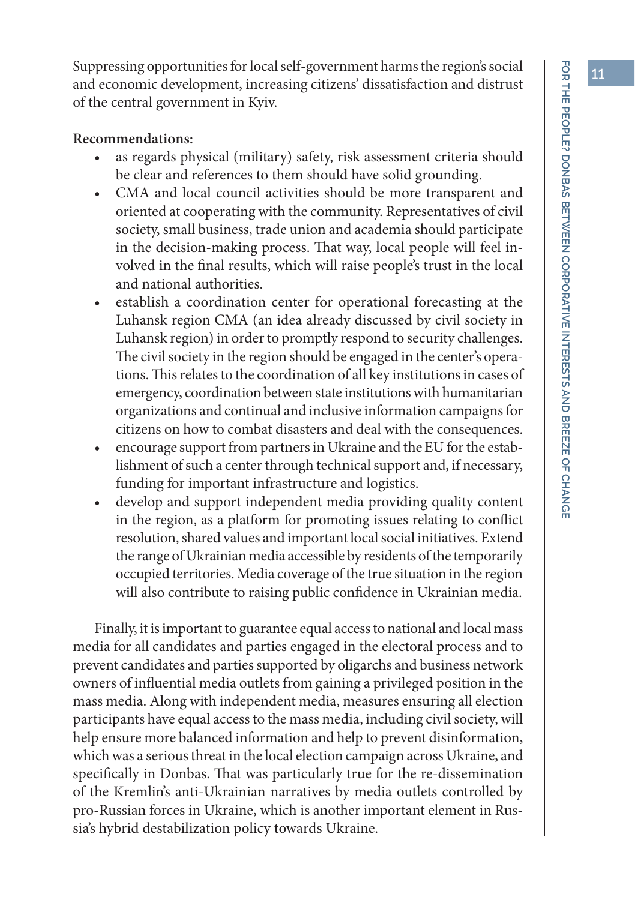Suppressing opportunities for local self-government harms the region's social and economic development, increasing citizens' dissatisfaction and distrust of the central government in Kyiv.

**Recommendations:**

- as regards physical (military) safety, risk assessment criteria should be clear and references to them should have solid grounding.
- CMA and local council activities should be more transparent and oriented at cooperating with the community. Representatives of civil society, small business, trade union and academia should participate in the decision-making process. That way, local people will feel involved in the final results, which will raise people's trust in the local and national authorities.
- establish a coordination center for operational forecasting at the Luhansk region CMA (an idea already discussed by civil society in Luhansk region) in order to promptly respond to security challenges. The civil society in the region should be engaged in the center's operations. This relates to the coordination of all key institutions in cases of emergency, coordination between state institutions with humanitarian organizations and continual and inclusive information campaigns for citizens on how to combat disasters and deal with the consequences.
- encourage support from partners in Ukraine and the EU for the establishment of such a center through technical support and, if necessary, funding for important infrastructure and logistics.
- develop and support independent media providing quality content in the region, as a platform for promoting issues relating to conflict resolution, shared values and important local social initiatives. Extend the range of Ukrainian media accessible by residents of the temporarily occupied territories. Media coverage of the true situation in the region will also contribute to raising public confidence in Ukrainian media.

Finally, it is important to guarantee equal access to national and local mass media for all candidates and parties engaged in the electoral process and to prevent candidates and parties supported by oligarchs and business network owners of influential media outlets from gaining a privileged position in the mass media. Along with independent media, measures ensuring all election participants have equal access to the mass media, including civil society, will help ensure more balanced information and help to prevent disinformation, which was a serious threat in the local election campaign across Ukraine, and specifically in Donbas. That was particularly true for the re-dissemination of the Kremlin's anti-Ukrainian narratives by media outlets controlled by pro-Russian forces in Ukraine, which is another important element in Russia's hybrid destabilization policy towards Ukraine.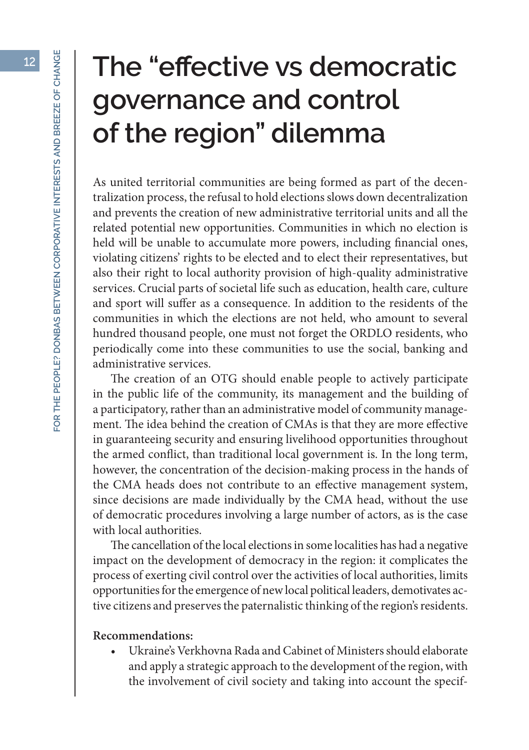# The "effective vs democratic governance and control of the region" dilemma

As united territorial communities are being formed as part of the decentralization process, the refusal to hold elections slows down decentralization and prevents the creation of new administrative territorial units and all the related potential new opportunities. Communities in which no election is held will be unable to accumulate more powers, including financial ones, violating citizens' rights to be elected and to elect their representatives, but also their right to local authority provision of high-quality administrative services. Crucial parts of societal life such as education, health care, culture and sport will suffer as a consequence. In addition to the residents of the communities in which the elections are not held, who amount to several hundred thousand people, one must not forget the ORDLO residents, who periodically come into these communities to use the social, banking and administrative services.

The creation of an OTG should enable people to actively participate in the public life of the community, its management and the building of a participatory, rather than an administrative model of community management. The idea behind the creation of CMAs is that they are more effective in guaranteeing security and ensuring livelihood opportunities throughout the armed conflict, than traditional local government is. In the long term, however, the concentration of the decision-making process in the hands of the CMA heads does not contribute to an effective management system, since decisions are made individually by the CMA head, without the use of democratic procedures involving a large number of actors, as is the case with local authorities.

The cancellation of the local elections in some localities has had a negative impact on the development of democracy in the region: it complicates the process of exerting civil control over the activities of local authorities, limits opportunities for the emergence of new local political leaders, demotivates active citizens and preserves the paternalistic thinking of the region's residents.

**Recommendations:**

- Ukraine's Verkhovna Rada and Cabinet of Ministers should elaborate and apply a strategic approach to the development of the region, with the involvement of civil society and taking into account the specif-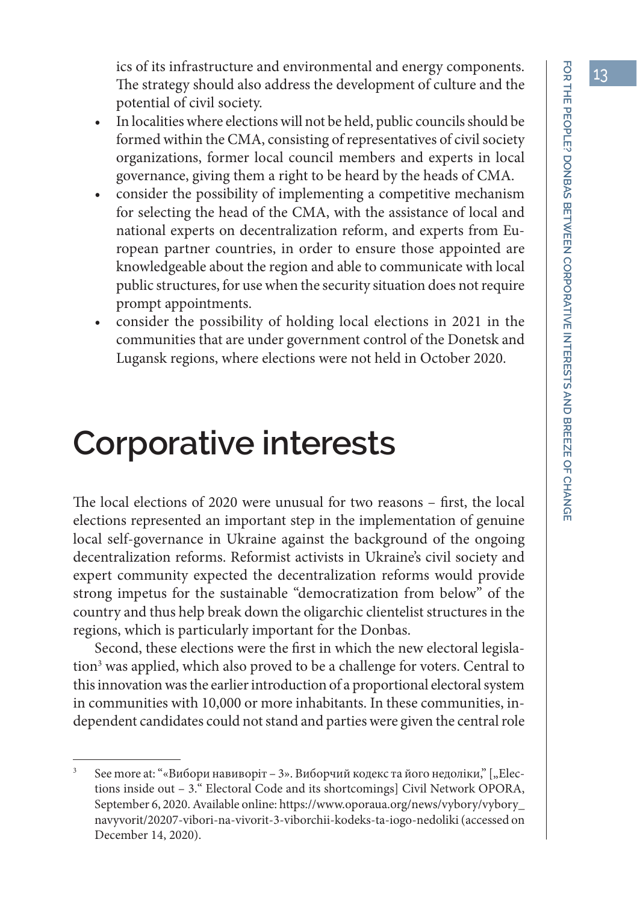ics of its infrastructure and environmental and energy components. The strategy should also address the development of culture and the potential of civil society.

- In localities where elections will not be held, public councils should be formed within the CMA, consisting of representatives of civil society organizations, former local council members and experts in local governance, giving them a right to be heard by the heads of CMA.
- consider the possibility of implementing a competitive mechanism for selecting the head of the CMA, with the assistance of local and national experts on decentralization reform, and experts from European partner countries, in order to ensure those appointed are knowledgeable about the region and able to communicate with local public structures, for use when the security situation does not require prompt appointments.
- consider the possibility of holding local elections in 2021 in the communities that are under government control of the Donetsk and Lugansk regions, where elections were not held in October 2020.

# Corporative interests

The local elections of 2020 were unusual for two reasons – first, the local elections represented an important step in the implementation of genuine local self-governance in Ukraine against the background of the ongoing decentralization reforms. Reformist activists in Ukraine's civil society and expert community expected the decentralization reforms would provide strong impetus for the sustainable "democratization from below" of the country and thus help break down the oligarchic clientelist structures in the regions, which is particularly important for the Donbas.

Second, these elections were the first in which the new electoral legislation[3] was applied, which also proved to be a challenge for voters. Central to this innovation was the earlier introduction of a proportional electoral system in communities with 10,000 or more inhabitants. In these communities, independent candidates could not stand and parties were given the central role

---

[3] See more at: "«Вибори навиворіт – 3». Виборчий кодекс та його недоліки," [„Elections inside out – 3." Electoral Code and its shortcomings] Civil Network OPORA, September 6, 2020. Available online: https://www.oporaua.org/news/vybory/vybory_navyvorit/20207-vibori-na-vivorit-3-viborchii-kodeks-ta-iogo-nedoliki (accessed on December 14, 2020).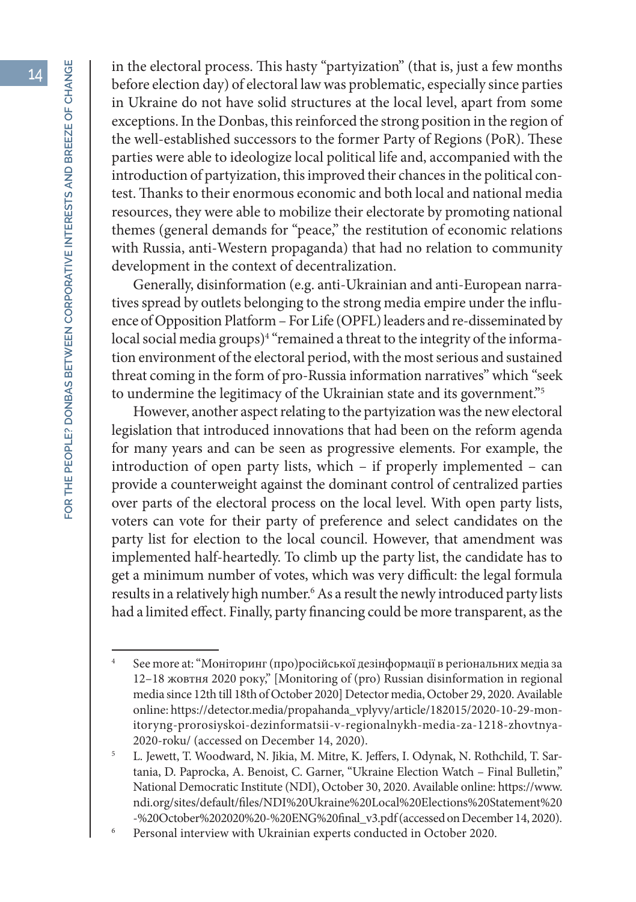in the electoral process. This hasty "partyization" (that is, just a few months before election day) of electoral law was problematic, especially since parties in Ukraine do not have solid structures at the local level, apart from some exceptions. In the Donbas, this reinforced the strong position in the region of the well-established successors to the former Party of Regions (PoR). These parties were able to ideologize local political life and, accompanied with the introduction of partyization, this improved their chances in the political contest. Thanks to their enormous economic and both local and national media resources, they were able to mobilize their electorate by promoting national themes (general demands for "peace," the restitution of economic relations with Russia, anti-Western propaganda) that had no relation to community development in the context of decentralization.

Generally, disinformation (e.g. anti-Ukrainian and anti-European narratives spread by outlets belonging to the strong media empire under the influence of Opposition Platform – For Life (OPFL) leaders and re-disseminated by local social media groups)[4] "remained a threat to the integrity of the information environment of the electoral period, with the most serious and sustained threat coming in the form of pro-Russia information narratives" which "seek to undermine the legitimacy of the Ukrainian state and its government."[5]

However, another aspect relating to the partyization was the new electoral legislation that introduced innovations that had been on the reform agenda for many years and can be seen as progressive elements. For example, the introduction of open party lists, which – if properly implemented – can provide a counterweight against the dominant control of centralized parties over parts of the electoral process on the local level. With open party lists, voters can vote for their party of preference and select candidates on the party list for election to the local council. However, that amendment was implemented half-heartedly. To climb up the party list, the candidate has to get a minimum number of votes, which was very difficult: the legal formula results in a relatively high number.[6] As a result the newly introduced party lists had a limited effect. Finally, party financing could be more transparent, as the

---

[4] See more at: "Моніторинг (про)російської дезінформації в регіональних медіа за 12–18 жовтня 2020 року," [Monitoring of (pro) Russian disinformation in regional media since 12th till 18th of October 2020] Detector media, October 29, 2020. Available online: https://detector.media/propahanda_vplyvy/article/182015/2020-10-29-monitoryng-prorosiyskoi-dezinformatsii-v-regionalnykh-media-za-1218-zhovtnya-2020-roku/ (accessed on December 14, 2020).

[5] L. Jewett, T. Woodward, N. Jikia, M. Mitre, K. Jeffers, I. Odynak, N. Rothchild, T. Sartania, D. Paprocka, A. Benoist, C. Garner, "Ukraine Election Watch – Final Bulletin," National Democratic Institute (NDI), October 30, 2020. Available online: https://www.ndi.org/sites/default/files/NDI%20Ukraine%20Local%20Elections%20Statement%20-%20October%202020%20-%20ENG%20final_v3.pdf (accessed on December 14, 2020).

[6] Personal interview with Ukrainian experts conducted in October 2020.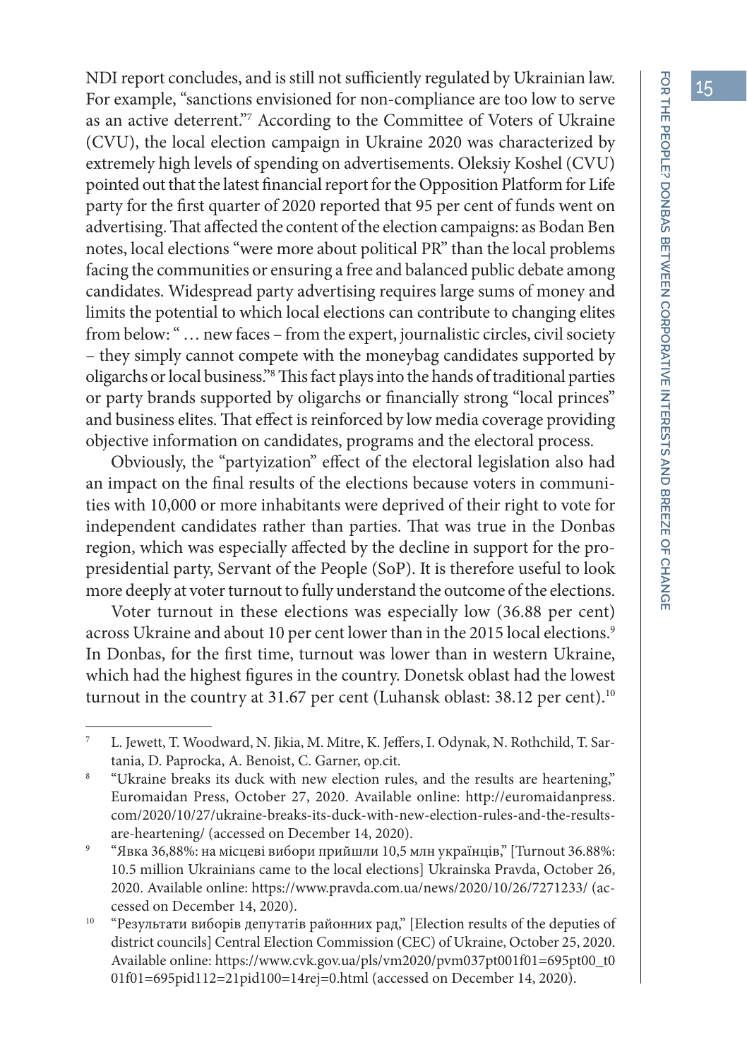NDI report concludes, and is still not sufficiently regulated by Ukrainian law. For example, "sanctions envisioned for non-compliance are too low to serve as an active deterrent."[7] According to the Committee of Voters of Ukraine (CVU), the local election campaign in Ukraine 2020 was characterized by extremely high levels of spending on advertisements. Oleksiy Koshel (CVU) pointed out that the latest financial report for the Opposition Platform for Life party for the first quarter of 2020 reported that 95 per cent of funds went on advertising. That affected the content of the election campaigns: as Bodan Ben notes, local elections "were more about political PR" than the local problems facing the communities or ensuring a free and balanced public debate among candidates. Widespread party advertising requires large sums of money and limits the potential to which local elections can contribute to changing elites from below: " … new faces – from the expert, journalistic circles, civil society – they simply cannot compete with the moneybag candidates supported by oligarchs or local business."[8] This fact plays into the hands of traditional parties or party brands supported by oligarchs or financially strong "local princes" and business elites. That effect is reinforced by low media coverage providing objective information on candidates, programs and the electoral process.

Obviously, the "partyization" effect of the electoral legislation also had an impact on the final results of the elections because voters in communities with 10,000 or more inhabitants were deprived of their right to vote for independent candidates rather than parties. That was true in the Donbas region, which was especially affected by the decline in support for the pro-presidential party, Servant of the People (SoP). It is therefore useful to look more deeply at voter turnout to fully understand the outcome of the elections.

Voter turnout in these elections was especially low (36.88 per cent) across Ukraine and about 10 per cent lower than in the 2015 local elections.[9] In Donbas, for the first time, turnout was lower than in western Ukraine, which had the highest figures in the country. Donetsk oblast had the lowest turnout in the country at 31.67 per cent (Luhansk oblast: 38.12 per cent).[10]

---

[7] L. Jewett, T. Woodward, N. Jikia, M. Mitre, K. Jeffers, I. Odynak, N. Rothchild, T. Sartania, D. Paprocka, A. Benoist, C. Garner, op.cit.

[8] "Ukraine breaks its duck with new election rules, and the results are heartening," Euromaidan Press, October 27, 2020. Available online: http://euromaidanpress.com/2020/10/27/ukraine-breaks-its-duck-with-new-election-rules-and-the-results-are-heartening/ (accessed on December 14, 2020).

[9] "Явка 36,88%: на місцеві вибори прийшли 10,5 млн українців," [Turnout 36.88%: 10.5 million Ukrainians came to the local elections] Ukrainska Pravda, October 26, 2020. Available online: https://www.pravda.com.ua/news/2020/10/26/7271233/ (accessed on December 14, 2020).

[10] "Результати виборів депутатів районних рад," [Election results of the deputies of district councils] Central Election Commission (CEC) of Ukraine, October 25, 2020. Available online: https://www.cvk.gov.ua/pls/vm2020/pvm037pt001f01=695pt00_t001f01=695pid112=21pid100=14rej=0.html (accessed on December 14, 2020).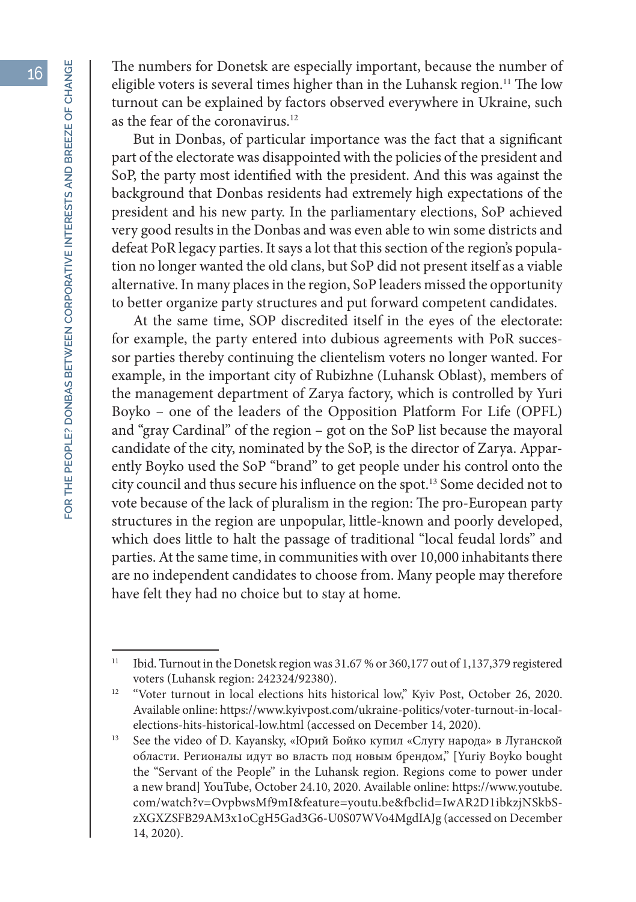The numbers for Donetsk are especially important, because the number of eligible voters is several times higher than in the Luhansk region.[11] The low turnout can be explained by factors observed everywhere in Ukraine, such as the fear of the coronavirus.[12]

But in Donbas, of particular importance was the fact that a significant part of the electorate was disappointed with the policies of the president and SoP, the party most identified with the president. And this was against the background that Donbas residents had extremely high expectations of the president and his new party. In the parliamentary elections, SoP achieved very good results in the Donbas and was even able to win some districts and defeat PoR legacy parties. It says a lot that this section of the region's population no longer wanted the old clans, but SoP did not present itself as a viable alternative. In many places in the region, SoP leaders missed the opportunity to better organize party structures and put forward competent candidates.

At the same time, SOP discredited itself in the eyes of the electorate: for example, the party entered into dubious agreements with PoR successor parties thereby continuing the clientelism voters no longer wanted. For example, in the important city of Rubizhne (Luhansk Oblast), members of the management department of Zarya factory, which is controlled by Yuri Boyko – one of the leaders of the Opposition Platform For Life (OPFL) and "gray Cardinal" of the region – got on the SoP list because the mayoral candidate of the city, nominated by the SoP, is the director of Zarya. Apparently Boyko used the SoP "brand" to get people under his control onto the city council and thus secure his influence on the spot.[13] Some decided not to vote because of the lack of pluralism in the region: The pro-European party structures in the region are unpopular, little-known and poorly developed, which does little to halt the passage of traditional "local feudal lords" and parties. At the same time, in communities with over 10,000 inhabitants there are no independent candidates to choose from. Many people may therefore have felt they had no choice but to stay at home.

---

[11] Ibid. Turnout in the Donetsk region was 31.67 % or 360,177 out of 1,137,379 registered voters (Luhansk region: 242324/92380).

[12] "Voter turnout in local elections hits historical low," Kyiv Post, October 26, 2020. Available online: https://www.kyivpost.com/ukraine-politics/voter-turnout-in-local-elections-hits-historical-low.html (accessed on December 14, 2020).

[13] See the video of D. Kayansky, «Юрий Бойко купил «Слугу народа» в Луганской области. Регионалы идут во власть под новым брендом," [Yuriy Boyko bought the "Servant of the People" in the Luhansk region. Regions come to power under a new brand] YouTube, October 24.10, 2020. Available online: https://www.youtube.com/watch?v=OvpbwsMf9mI&feature=youtu.be&fbclid=IwAR2D1ibkzjNSkbS-zXGXZSFB29AM3x1oCgH5Gad3G6-U0S07WVo4MgdIAJg (accessed on December 14, 2020).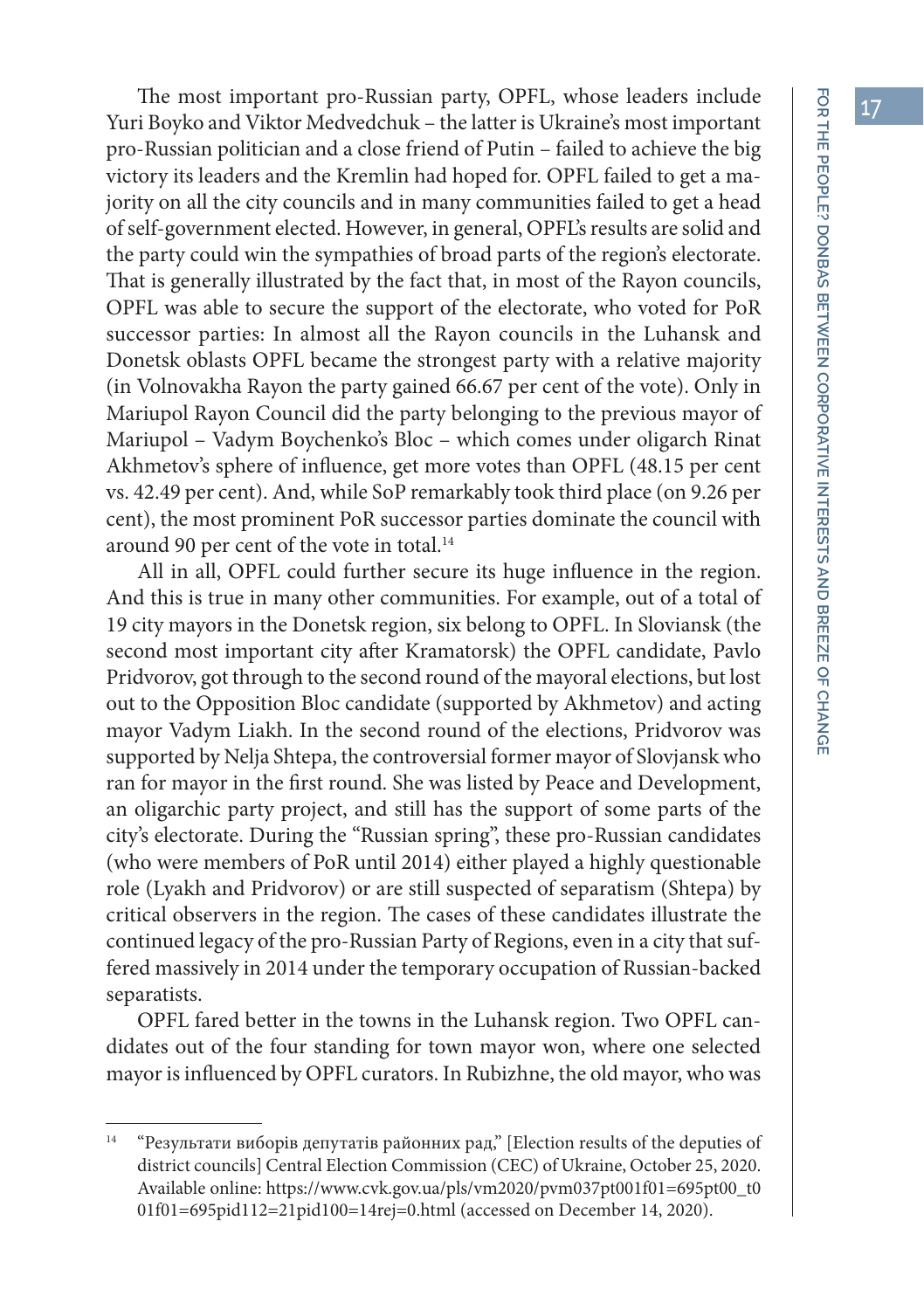The most important pro-Russian party, OPFL, whose leaders include Yuri Boyko and Viktor Medvedchuk – the latter is Ukraine's most important pro-Russian politician and a close friend of Putin – failed to achieve the big victory its leaders and the Kremlin had hoped for. OPFL failed to get a majority on all the city councils and in many communities failed to get a head of self-government elected. However, in general, OPFL's results are solid and the party could win the sympathies of broad parts of the region's electorate. That is generally illustrated by the fact that, in most of the Rayon councils, OPFL was able to secure the support of the electorate, who voted for PoR successor parties: In almost all the Rayon councils in the Luhansk and Donetsk oblasts OPFL became the strongest party with a relative majority (in Volnovakha Rayon the party gained 66.67 per cent of the vote). Only in Mariupol Rayon Council did the party belonging to the previous mayor of Mariupol – Vadym Boychenko's Bloc – which comes under oligarch Rinat Akhmetov's sphere of influence, get more votes than OPFL (48.15 per cent vs. 42.49 per cent). And, while SoP remarkably took third place (on 9.26 per cent), the most prominent PoR successor parties dominate the council with around 90 per cent of the vote in total.[14]

All in all, OPFL could further secure its huge influence in the region. And this is true in many other communities. For example, out of a total of 19 city mayors in the Donetsk region, six belong to OPFL. In Sloviansk (the second most important city after Kramatorsk) the OPFL candidate, Pavlo Pridvorov, got through to the second round of the mayoral elections, but lost out to the Opposition Bloc candidate (supported by Akhmetov) and acting mayor Vadym Liakh. In the second round of the elections, Pridvorov was supported by Nelja Shtepa, the controversial former mayor of Slovjansk who ran for mayor in the first round. She was listed by Peace and Development, an oligarchic party project, and still has the support of some parts of the city's electorate. During the "Russian spring", these pro-Russian candidates (who were members of PoR until 2014) either played a highly questionable role (Lyakh and Pridvorov) or are still suspected of separatism (Shtepa) by critical observers in the region. The cases of these candidates illustrate the continued legacy of the pro-Russian Party of Regions, even in a city that suffered massively in 2014 under the temporary occupation of Russian-backed separatists.

OPFL fared better in the towns in the Luhansk region. Two OPFL candidates out of the four standing for town mayor won, where one selected mayor is influenced by OPFL curators. In Rubizhne, the old mayor, who was

---

[14] "Результати виборів депутатів районних рад," [Election results of the deputies of district councils] Central Election Commission (CEC) of Ukraine, October 25, 2020. Available online: https://www.cvk.gov.ua/pls/vm2020/pvm037pt001f01=695pt00_t001f01=695pid112=21pid100=14rej=0.html (accessed on December 14, 2020).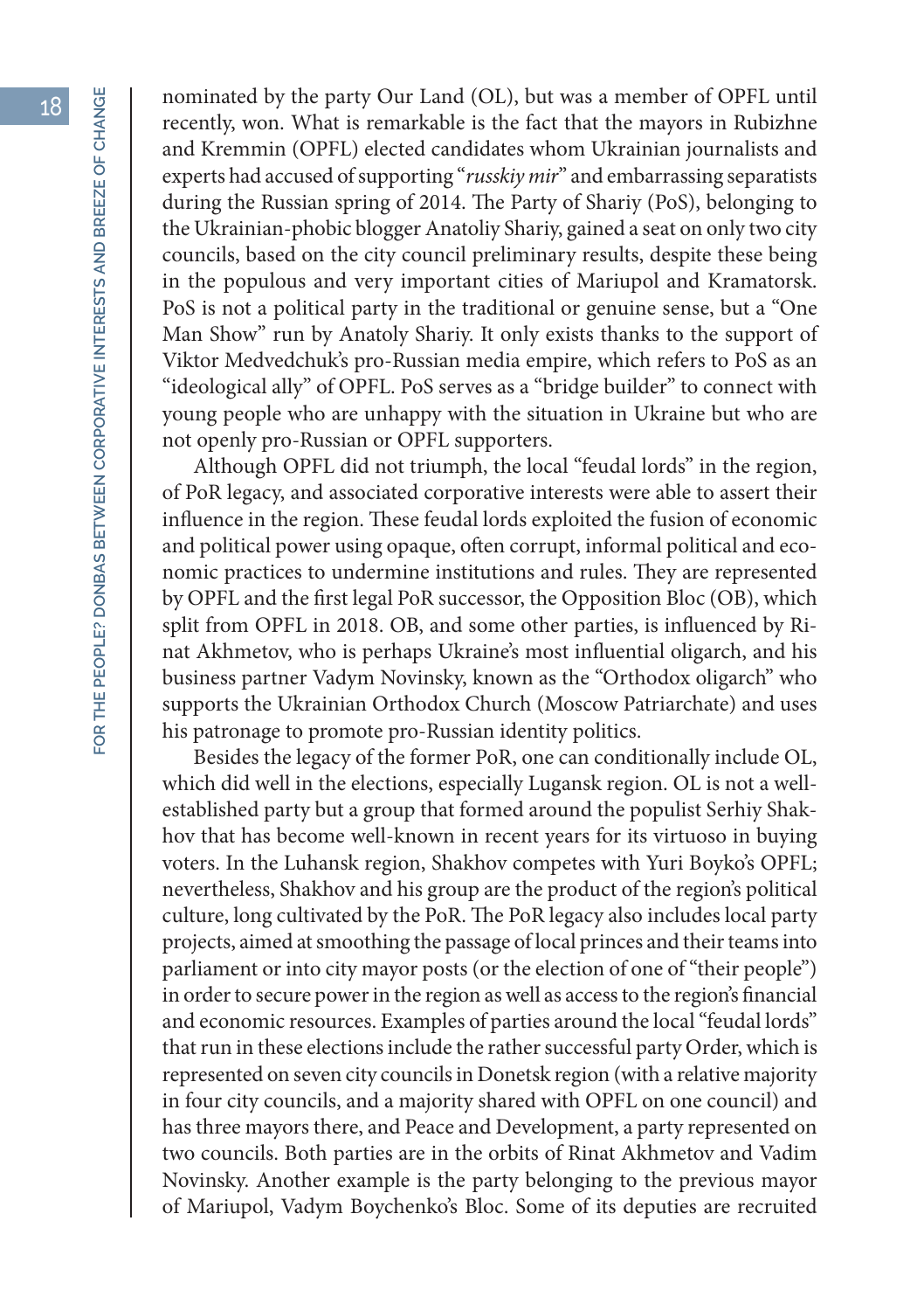nominated by the party Our Land (OL), but was a member of OPFL until recently, won. What is remarkable is the fact that the mayors in Rubizhne and Kremmin (OPFL) elected candidates whom Ukrainian journalists and experts had accused of supporting "*russkiy mir*" and embarrassing separatists during the Russian spring of 2014. The Party of Shariy (PoS), belonging to the Ukrainian-phobic blogger Anatoliy Shariy, gained a seat on only two city councils, based on the city council preliminary results, despite these being in the populous and very important cities of Mariupol and Kramatorsk. PoS is not a political party in the traditional or genuine sense, but a "One Man Show" run by Anatoly Shariy. It only exists thanks to the support of Viktor Medvedchuk's pro-Russian media empire, which refers to PoS as an "ideological ally" of OPFL. PoS serves as a "bridge builder" to connect with young people who are unhappy with the situation in Ukraine but who are not openly pro-Russian or OPFL supporters.

Although OPFL did not triumph, the local "feudal lords" in the region, of PoR legacy, and associated corporative interests were able to assert their influence in the region. These feudal lords exploited the fusion of economic and political power using opaque, often corrupt, informal political and economic practices to undermine institutions and rules. They are represented by OPFL and the first legal PoR successor, the Opposition Bloc (OB), which split from OPFL in 2018. OB, and some other parties, is influenced by Rinat Akhmetov, who is perhaps Ukraine's most influential oligarch, and his business partner Vadym Novinsky, known as the "Orthodox oligarch" who supports the Ukrainian Orthodox Church (Moscow Patriarchate) and uses his patronage to promote pro-Russian identity politics.

Besides the legacy of the former PoR, one can conditionally include OL, which did well in the elections, especially Lugansk region. OL is not a well-established party but a group that formed around the populist Serhiy Shakhov that has become well-known in recent years for its virtuoso in buying voters. In the Luhansk region, Shakhov competes with Yuri Boyko's OPFL; nevertheless, Shakhov and his group are the product of the region's political culture, long cultivated by the PoR. The PoR legacy also includes local party projects, aimed at smoothing the passage of local princes and their teams into parliament or into city mayor posts (or the election of one of "their people") in order to secure power in the region as well as access to the region's financial and economic resources. Examples of parties around the local "feudal lords" that run in these elections include the rather successful party Order, which is represented on seven city councils in Donetsk region (with a relative majority in four city councils, and a majority shared with OPFL on one council) and has three mayors there, and Peace and Development, a party represented on two councils. Both parties are in the orbits of Rinat Akhmetov and Vadim Novinsky. Another example is the party belonging to the previous mayor of Mariupol, Vadym Boychenko's Bloc. Some of its deputies are recruited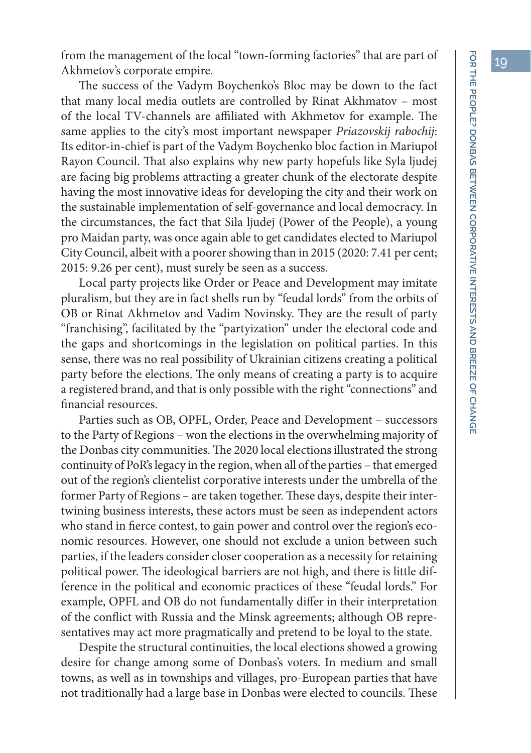from the management of the local "town-forming factories" that are part of Akhmetov's corporate empire.

The success of the Vadym Boychenko's Bloc may be down to the fact that many local media outlets are controlled by Rinat Akhmatov – most of the local TV-channels are affiliated with Akhmetov for example. The same applies to the city's most important newspaper *Priazovskij rabochij*: Its editor-in-chief is part of the Vadym Boychenko bloc faction in Mariupol Rayon Council. That also explains why new party hopefuls like Syla ljudej are facing big problems attracting a greater chunk of the electorate despite having the most innovative ideas for developing the city and their work on the sustainable implementation of self-governance and local democracy. In the circumstances, the fact that Sila ljudej (Power of the People), a young pro Maidan party, was once again able to get candidates elected to Mariupol City Council, albeit with a poorer showing than in 2015 (2020: 7.41 per cent; 2015: 9.26 per cent), must surely be seen as a success.

Local party projects like Order or Peace and Development may imitate pluralism, but they are in fact shells run by "feudal lords" from the orbits of OB or Rinat Akhmetov and Vadim Novinsky. They are the result of party "franchising", facilitated by the "partyization" under the electoral code and the gaps and shortcomings in the legislation on political parties. In this sense, there was no real possibility of Ukrainian citizens creating a political party before the elections. The only means of creating a party is to acquire a registered brand, and that is only possible with the right "connections" and financial resources.

Parties such as OB, OPFL, Order, Peace and Development – successors to the Party of Regions – won the elections in the overwhelming majority of the Donbas city communities. The 2020 local elections illustrated the strong continuity of PoR's legacy in the region, when all of the parties – that emerged out of the region's clientelist corporative interests under the umbrella of the former Party of Regions – are taken together. These days, despite their intertwining business interests, these actors must be seen as independent actors who stand in fierce contest, to gain power and control over the region's economic resources. However, one should not exclude a union between such parties, if the leaders consider closer cooperation as a necessity for retaining political power. The ideological barriers are not high, and there is little difference in the political and economic practices of these "feudal lords." For example, OPFL and OB do not fundamentally differ in their interpretation of the conflict with Russia and the Minsk agreements; although OB representatives may act more pragmatically and pretend to be loyal to the state.

Despite the structural continuities, the local elections showed a growing desire for change among some of Donbas's voters. In medium and small towns, as well as in townships and villages, pro-European parties that have not traditionally had a large base in Donbas were elected to councils. These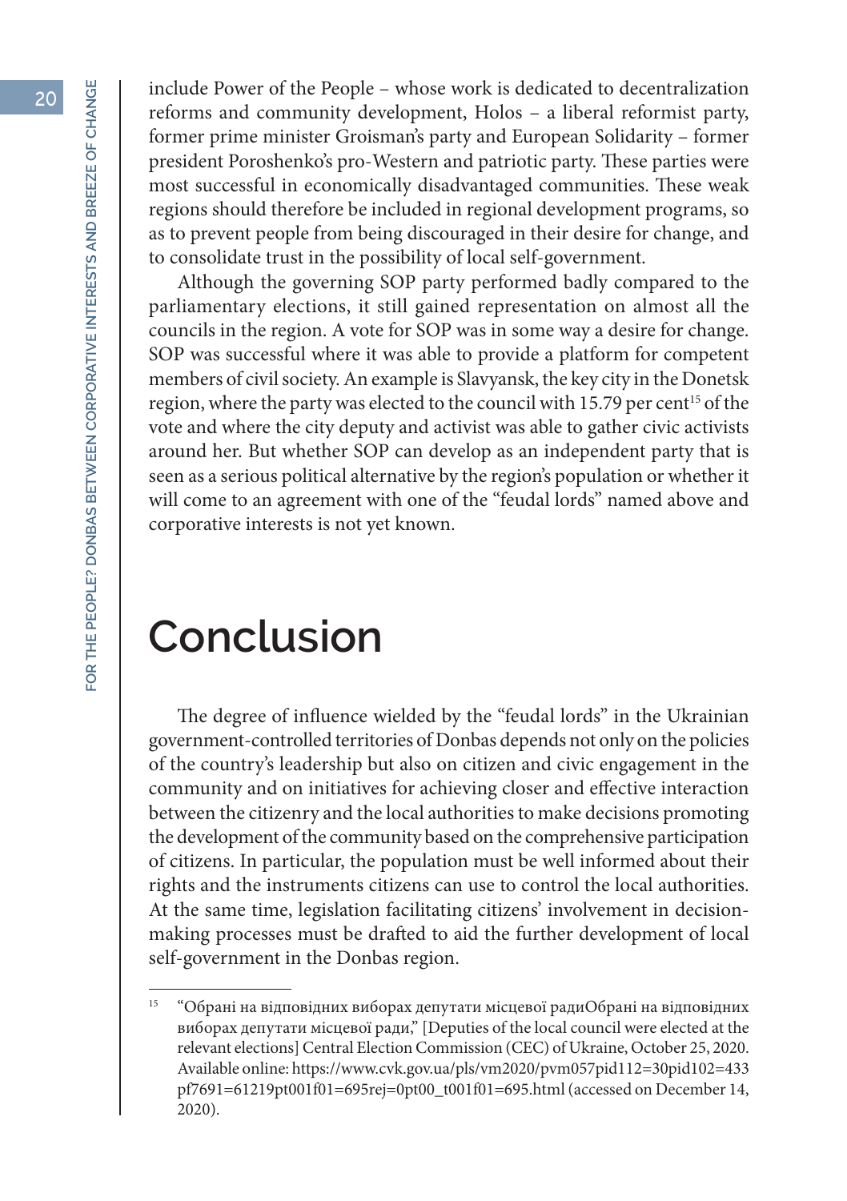include Power of the People – whose work is dedicated to decentralization reforms and community development, Holos – a liberal reformist party, former prime minister Groisman's party and European Solidarity – former president Poroshenko's pro-Western and patriotic party. These parties were most successful in economically disadvantaged communities. These weak regions should therefore be included in regional development programs, so as to prevent people from being discouraged in their desire for change, and to consolidate trust in the possibility of local self-government.

Although the governing SOP party performed badly compared to the parliamentary elections, it still gained representation on almost all the councils in the region. A vote for SOP was in some way a desire for change. SOP was successful where it was able to provide a platform for competent members of civil society. An example is Slavyansk, the key city in the Donetsk region, where the party was elected to the council with 15.79 per cent[15] of the vote and where the city deputy and activist was able to gather civic activists around her. But whether SOP can develop as an independent party that is seen as a serious political alternative by the region's population or whether it will come to an agreement with one of the "feudal lords" named above and corporative interests is not yet known.

# Conclusion

The degree of influence wielded by the "feudal lords" in the Ukrainian government-controlled territories of Donbas depends not only on the policies of the country's leadership but also on citizen and civic engagement in the community and on initiatives for achieving closer and effective interaction between the citizenry and the local authorities to make decisions promoting the development of the community based on the comprehensive participation of citizens. In particular, the population must be well informed about their rights and the instruments citizens can use to control the local authorities. At the same time, legislation facilitating citizens' involvement in decision-making processes must be drafted to aid the further development of local self-government in the Donbas region.

---

[15] "Обрані на відповідних виборах депутати місцевої радиОбрані на відповідних виборах депутати місцевої ради," [Deputies of the local council were elected at the relevant elections] Central Election Commission (CEC) of Ukraine, October 25, 2020. Available online: https://www.cvk.gov.ua/pls/vm2020/pvm057pid112=30pid102=433pf7691=61219pt001f01=695rej=0pt00_t001f01=695.html (accessed on December 14, 2020).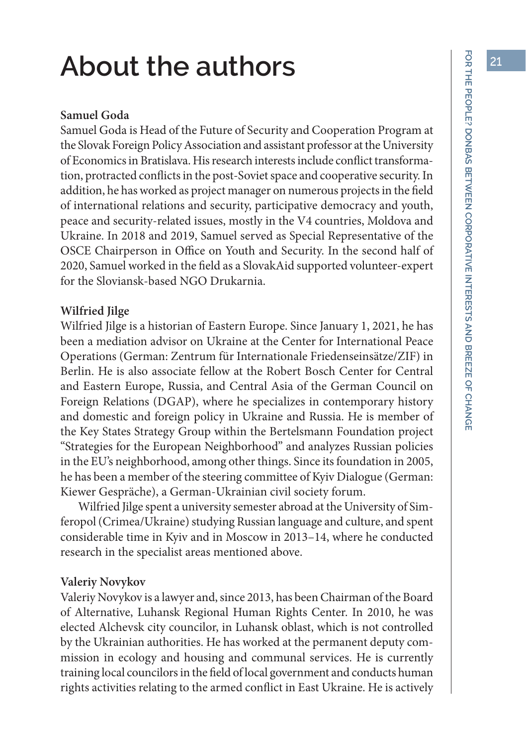# About the authors

**Samuel Goda**

Samuel Goda is Head of the Future of Security and Cooperation Program at the Slovak Foreign Policy Association and assistant professor at the University of Economics in Bratislava. His research interests include conflict transformation, protracted conflicts in the post-Soviet space and cooperative security. In addition, he has worked as project manager on numerous projects in the field of international relations and security, participative democracy and youth, peace and security-related issues, mostly in the V4 countries, Moldova and Ukraine. In 2018 and 2019, Samuel served as Special Representative of the OSCE Chairperson in Office on Youth and Security. In the second half of 2020, Samuel worked in the field as a SlovakAid supported volunteer-expert for the Sloviansk-based NGO Drukarnia.

**Wilfried Jilge**

Wilfried Jilge is a historian of Eastern Europe. Since January 1, 2021, he has been a mediation advisor on Ukraine at the Center for International Peace Operations (German: Zentrum für Internationale Friedenseinsätze/ZIF) in Berlin. He is also associate fellow at the Robert Bosch Center for Central and Eastern Europe, Russia, and Central Asia of the German Council on Foreign Relations (DGAP), where he specializes in contemporary history and domestic and foreign policy in Ukraine and Russia. He is member of the Key States Strategy Group within the Bertelsmann Foundation project "Strategies for the European Neighborhood" and analyzes Russian policies in the EU's neighborhood, among other things. Since its foundation in 2005, he has been a member of the steering committee of Kyiv Dialogue (German: Kiewer Gespräche), a German-Ukrainian civil society forum.

Wilfried Jilge spent a university semester abroad at the University of Simferopol (Crimea/Ukraine) studying Russian language and culture, and spent considerable time in Kyiv and in Moscow in 2013–14, where he conducted research in the specialist areas mentioned above.

**Valeriy Novykov**

Valeriy Novykov is a lawyer and, since 2013, has been Chairman of the Board of Alternative, Luhansk Regional Human Rights Center. In 2010, he was elected Alchevsk city councilor, in Luhansk oblast, which is not controlled by the Ukrainian authorities. He has worked at the permanent deputy commission in ecology and housing and communal services. He is currently training local councilors in the field of local government and conducts human rights activities relating to the armed conflict in East Ukraine. He is actively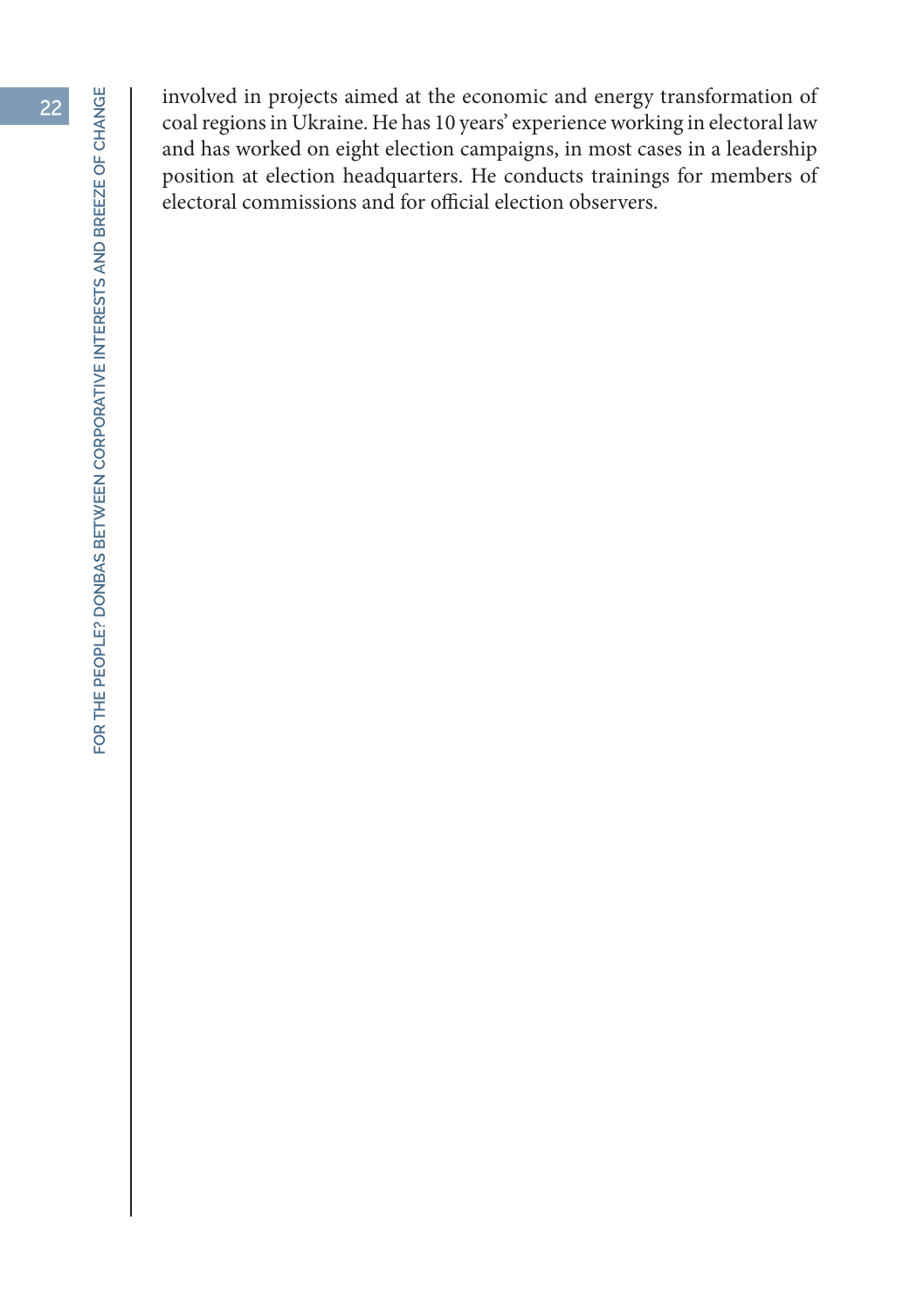involved in projects aimed at the economic and energy transformation of coal regions in Ukraine. He has 10 years' experience working in electoral law and has worked on eight election campaigns, in most cases in a leadership position at election headquarters. He conducts trainings for members of electoral commissions and for official election observers.